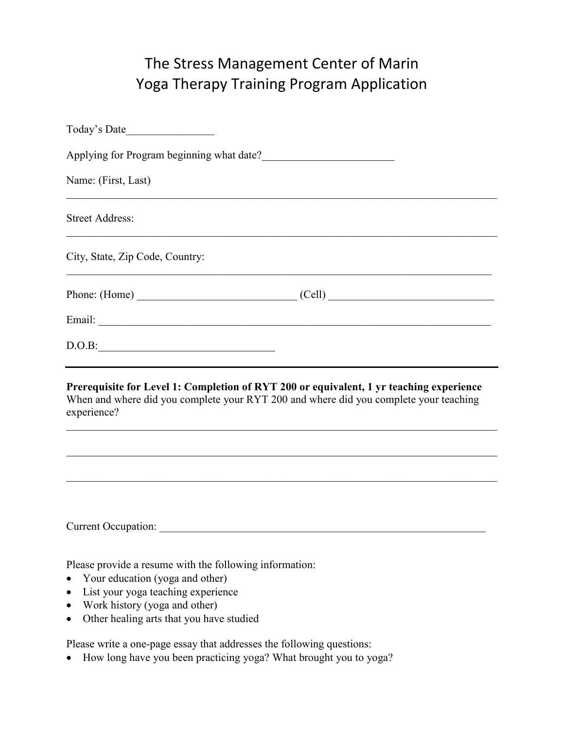# The Stress Management Center of Marin
# Yoga Therapy Training Program Application

Today's Date________________

Applying for Program beginning what date?________________________

Name: (First, Last)

_______________________________________________________________________________

Street Address:

_______________________________________________________________________________

City, State, Zip Code, Country:

_______________________________________________________________________________

Phone: (Home) _____________________________ (Cell) ______________________________

Email: ________________________________________________________________________

D.O.B:_______________________________

---

**Prerequisite for Level 1: Completion of RYT 200 or equivalent, 1 yr teaching experience**
When and where did you complete your RYT 200 and where did you complete your teaching experience?

_______________________________________________________________________________

_______________________________________________________________________________

_______________________________________________________________________________

Current Occupation: ____________________________________________________________

Please provide a resume with the following information:

- Your education (yoga and other)
- List your yoga teaching experience
- Work history (yoga and other)
- Other healing arts that you have studied

Please write a one-page essay that addresses the following questions:

- How long have you been practicing yoga? What brought you to yoga?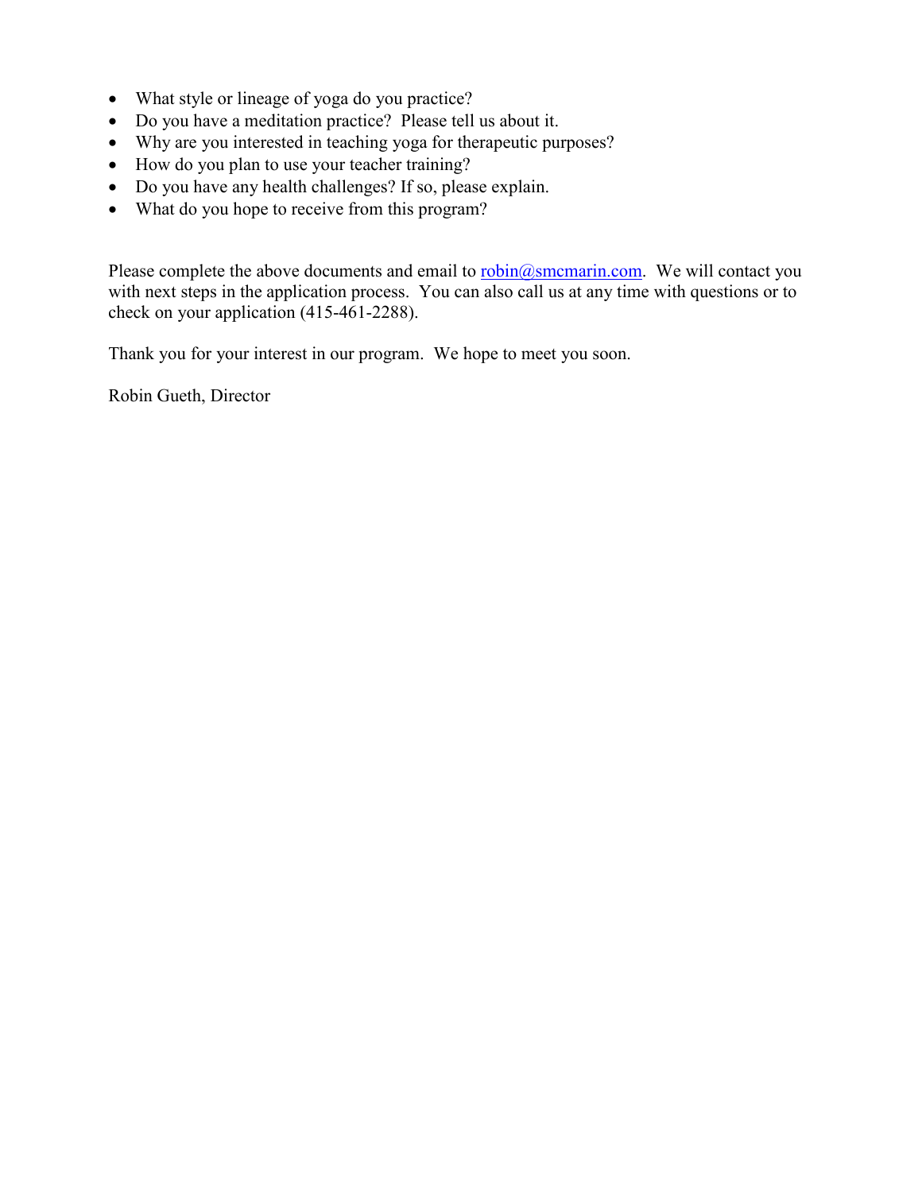- What style or lineage of yoga do you practice?
- Do you have a meditation practice? Please tell us about it.
- Why are you interested in teaching yoga for therapeutic purposes?
- How do you plan to use your teacher training?
- Do you have any health challenges? If so, please explain.
- What do you hope to receive from this program?

Please complete the above documents and email to robin@smcmarin.com. We will contact you with next steps in the application process. You can also call us at any time with questions or to check on your application (415-461-2288).

Thank you for your interest in our program. We hope to meet you soon.

Robin Gueth, Director